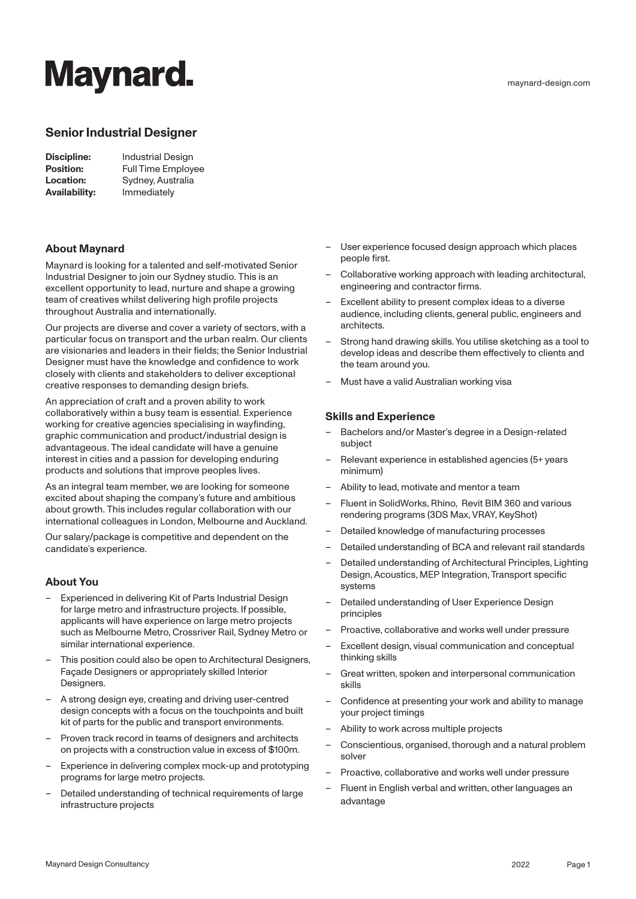# Maynard.

maynard-design.com

## Senior Industrial Designer

**Discipline:** Industrial Design
**Position:** Full Time Employee
**Location:** Sydney, Australia
**Availability:** Immediately

### About Maynard

Maynard is looking for a talented and self-motivated Senior Industrial Designer to join our Sydney studio. This is an excellent opportunity to lead, nurture and shape a growing team of creatives whilst delivering high profile projects throughout Australia and internationally.

Our projects are diverse and cover a variety of sectors, with a particular focus on transport and the urban realm. Our clients are visionaries and leaders in their fields; the Senior Industrial Designer must have the knowledge and confidence to work closely with clients and stakeholders to deliver exceptional creative responses to demanding design briefs.

An appreciation of craft and a proven ability to work collaboratively within a busy team is essential. Experience working for creative agencies specialising in wayfinding, graphic communication and product/industrial design is advantageous. The ideal candidate will have a genuine interest in cities and a passion for developing enduring products and solutions that improve peoples lives.

As an integral team member, we are looking for someone excited about shaping the company's future and ambitious about growth. This includes regular collaboration with our international colleagues in London, Melbourne and Auckland.

Our salary/package is competitive and dependent on the candidate's experience.

### About You

- Experienced in delivering Kit of Parts Industrial Design for large metro and infrastructure projects. If possible, applicants will have experience on large metro projects such as Melbourne Metro, Crossriver Rail, Sydney Metro or similar international experience.
- This position could also be open to Architectural Designers, Façade Designers or appropriately skilled Interior Designers.
- A strong design eye, creating and driving user-centred design concepts with a focus on the touchpoints and built kit of parts for the public and transport environments.
- Proven track record in teams of designers and architects on projects with a construction value in excess of $100m.
- Experience in delivering complex mock-up and prototyping programs for large metro projects.
- Detailed understanding of technical requirements of large infrastructure projects
- User experience focused design approach which places people first.
- Collaborative working approach with leading architectural, engineering and contractor firms.
- Excellent ability to present complex ideas to a diverse audience, including clients, general public, engineers and architects.
- Strong hand drawing skills. You utilise sketching as a tool to develop ideas and describe them effectively to clients and the team around you.
- Must have a valid Australian working visa

### Skills and Experience

- Bachelors and/or Master's degree in a Design-related subject
- Relevant experience in established agencies (5+ years minimum)
- Ability to lead, motivate and mentor a team
- Fluent in SolidWorks, Rhino, Revit BIM 360 and various rendering programs (3DS Max, VRAY, KeyShot)
- Detailed knowledge of manufacturing processes
- Detailed understanding of BCA and relevant rail standards
- Detailed understanding of Architectural Principles, Lighting Design, Acoustics, MEP Integration, Transport specific systems
- Detailed understanding of User Experience Design principles
- Proactive, collaborative and works well under pressure
- Excellent design, visual communication and conceptual thinking skills
- Great written, spoken and interpersonal communication skills
- Confidence at presenting your work and ability to manage your project timings
- Ability to work across multiple projects
- Conscientious, organised, thorough and a natural problem solver
- Proactive, collaborative and works well under pressure
- Fluent in English verbal and written, other languages an advantage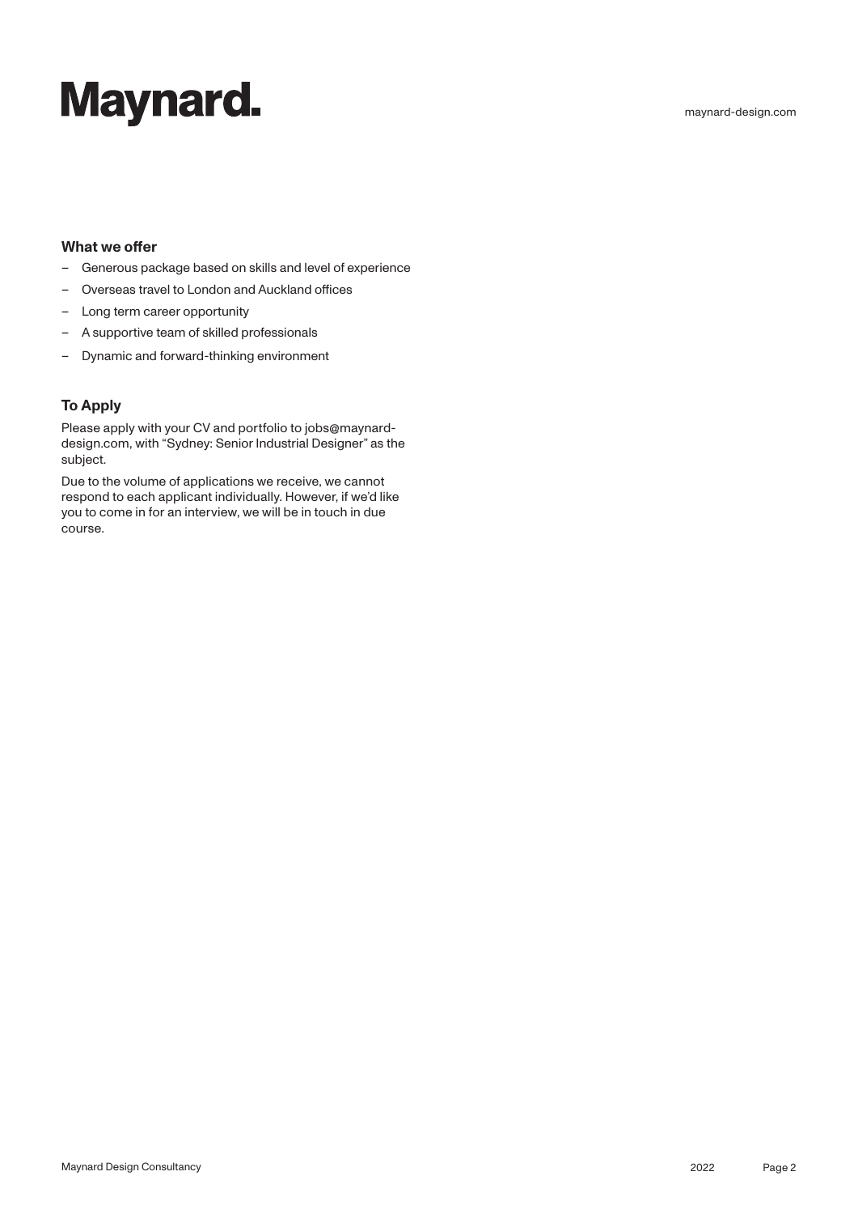## What we offer

- Generous package based on skills and level of experience
- Overseas travel to London and Auckland offices
- Long term career opportunity
- A supportive team of skilled professionals
- Dynamic and forward-thinking environment

## To Apply

Please apply with your CV and portfolio to jobs@maynard-design.com, with "Sydney: Senior Industrial Designer" as the subject.

Due to the volume of applications we receive, we cannot respond to each applicant individually. However, if we'd like you to come in for an interview, we will be in touch in due course.